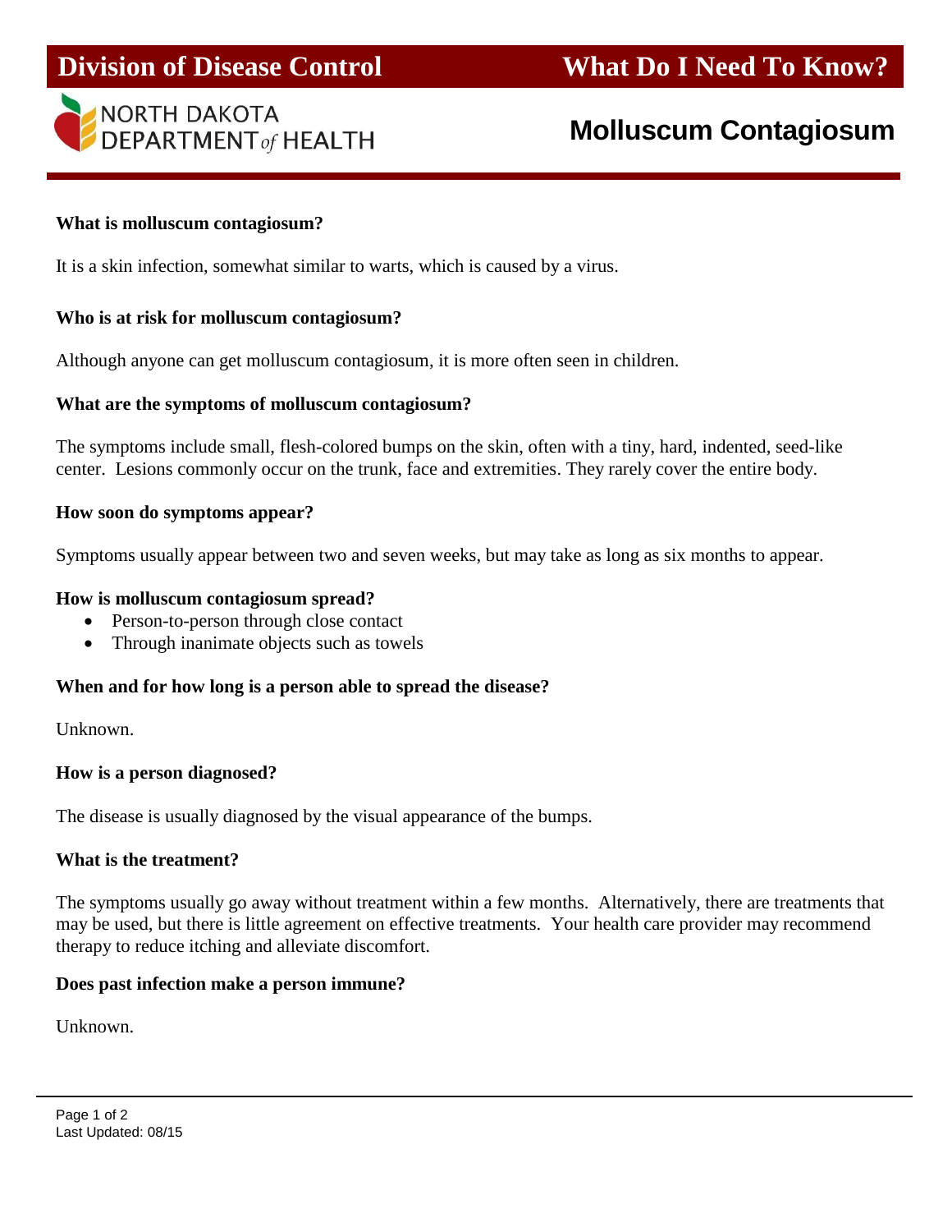# Division of Disease Control — What Do I Need To Know?

NORTH DAKOTA DEPARTMENT of HEALTH

## Molluscum Contagiosum

**What is molluscum contagiosum?**

It is a skin infection, somewhat similar to warts, which is caused by a virus.

**Who is at risk for molluscum contagiosum?**

Although anyone can get molluscum contagiosum, it is more often seen in children.

**What are the symptoms of molluscum contagiosum?**

The symptoms include small, flesh-colored bumps on the skin, often with a tiny, hard, indented, seed-like center. Lesions commonly occur on the trunk, face and extremities. They rarely cover the entire body.

**How soon do symptoms appear?**

Symptoms usually appear between two and seven weeks, but may take as long as six months to appear.

**How is molluscum contagiosum spread?**

- Person-to-person through close contact
- Through inanimate objects such as towels

**When and for how long is a person able to spread the disease?**

Unknown.

**How is a person diagnosed?**

The disease is usually diagnosed by the visual appearance of the bumps.

**What is the treatment?**

The symptoms usually go away without treatment within a few months. Alternatively, there are treatments that may be used, but there is little agreement on effective treatments. Your health care provider may recommend therapy to reduce itching and alleviate discomfort.

**Does past infection make a person immune?**

Unknown.

Last Updated: 08/15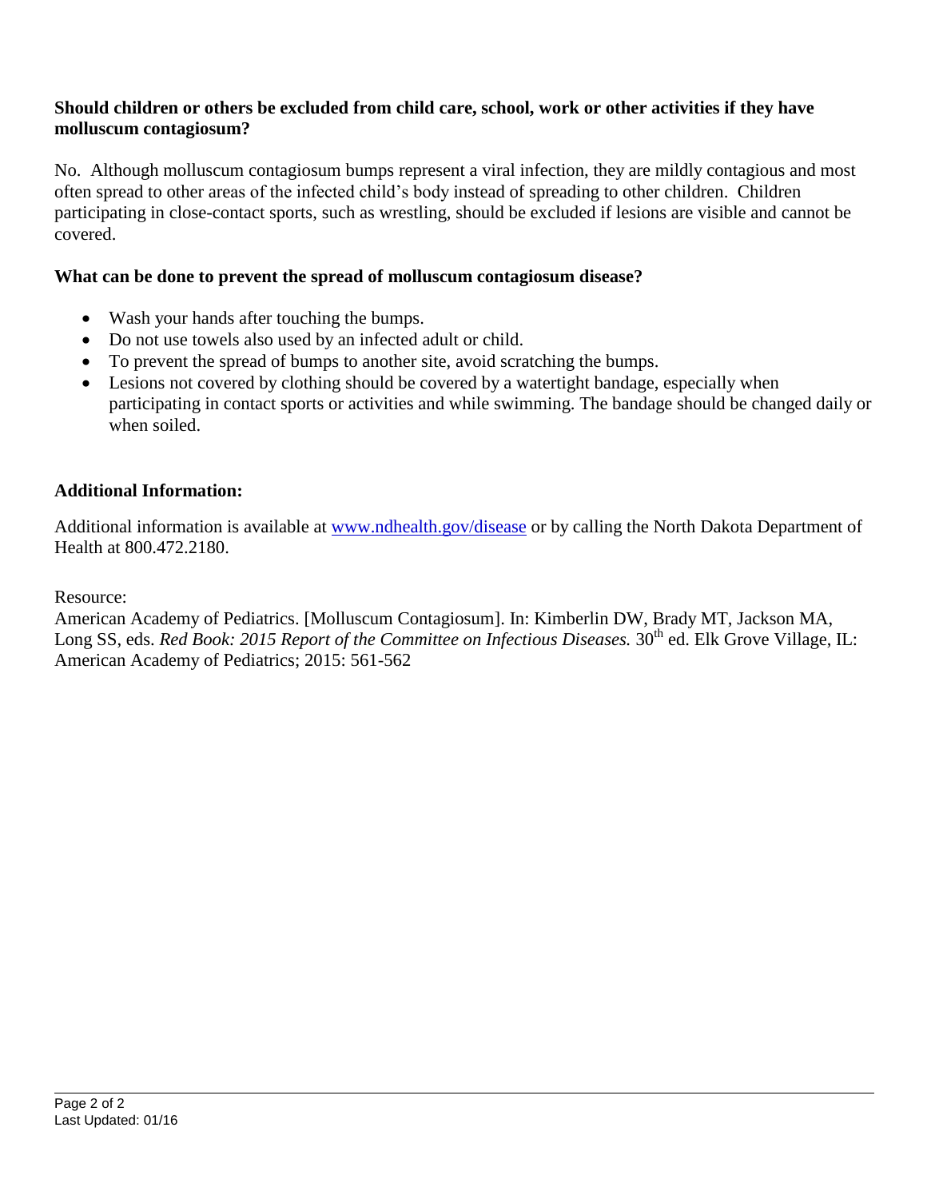**Should children or others be excluded from child care, school, work or other activities if they have molluscum contagiosum?**

No. Although molluscum contagiosum bumps represent a viral infection, they are mildly contagious and most often spread to other areas of the infected child's body instead of spreading to other children. Children participating in close-contact sports, such as wrestling, should be excluded if lesions are visible and cannot be covered.

**What can be done to prevent the spread of molluscum contagiosum disease?**

- Wash your hands after touching the bumps.
- Do not use towels also used by an infected adult or child.
- To prevent the spread of bumps to another site, avoid scratching the bumps.
- Lesions not covered by clothing should be covered by a watertight bandage, especially when participating in contact sports or activities and while swimming. The bandage should be changed daily or when soiled.

**Additional Information:**

Additional information is available at [www.ndhealth.gov/disease](http://www.ndhealth.gov/disease) or by calling the North Dakota Department of Health at 800.472.2180.

Resource:
American Academy of Pediatrics. [Molluscum Contagiosum]. In: Kimberlin DW, Brady MT, Jackson MA, Long SS, eds. *Red Book: 2015 Report of the Committee on Infectious Diseases.* 30th ed. Elk Grove Village, IL: American Academy of Pediatrics; 2015: 561-562

Last Updated: 01/16